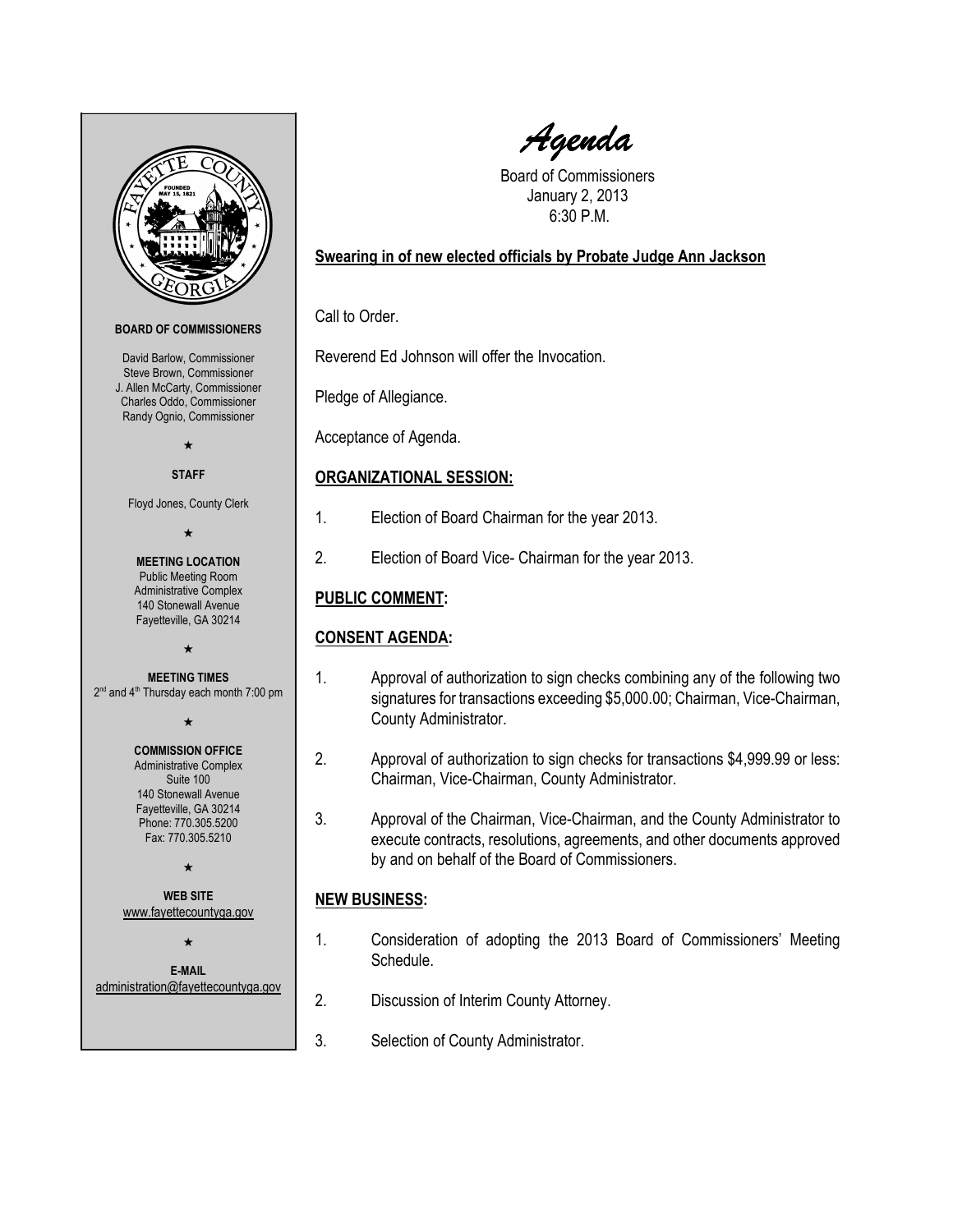# Agenda

Board of Commissioners
January 2, 2013
6:30 P.M.

**BOARD OF COMMISSIONERS**

David Barlow, Commissioner
Steve Brown, Commissioner
J. Allen McCarty, Commissioner
Charles Oddo, Commissioner
Randy Ognio, Commissioner

★

**STAFF**

Floyd Jones, County Clerk

★

**MEETING LOCATION**
Public Meeting Room
Administrative Complex
140 Stonewall Avenue
Fayetteville, GA 30214

★

**MEETING TIMES**
2nd and 4th Thursday each month 7:00 pm

★

**COMMISSION OFFICE**
Administrative Complex
Suite 100
140 Stonewall Avenue
Fayetteville, GA 30214
Phone: 770.305.5200
Fax: 770.305.5210

★

**WEB SITE**
www.fayettecountyga.gov

★

**E-MAIL**
administration@fayettecountyga.gov

**Swearing in of new elected officials by Probate Judge Ann Jackson**

Call to Order.

Reverend Ed Johnson will offer the Invocation.

Pledge of Allegiance.

Acceptance of Agenda.

## ORGANIZATIONAL SESSION:

1. Election of Board Chairman for the year 2013.
2. Election of Board Vice- Chairman for the year 2013.

## PUBLIC COMMENT:

## CONSENT AGENDA:

1. Approval of authorization to sign checks combining any of the following two signatures for transactions exceeding $5,000.00; Chairman, Vice-Chairman, County Administrator.
2. Approval of authorization to sign checks for transactions $4,999.99 or less: Chairman, Vice-Chairman, County Administrator.
3. Approval of the Chairman, Vice-Chairman, and the County Administrator to execute contracts, resolutions, agreements, and other documents approved by and on behalf of the Board of Commissioners.

## NEW BUSINESS:

1. Consideration of adopting the 2013 Board of Commissioners' Meeting Schedule.
2. Discussion of Interim County Attorney.
3. Selection of County Administrator.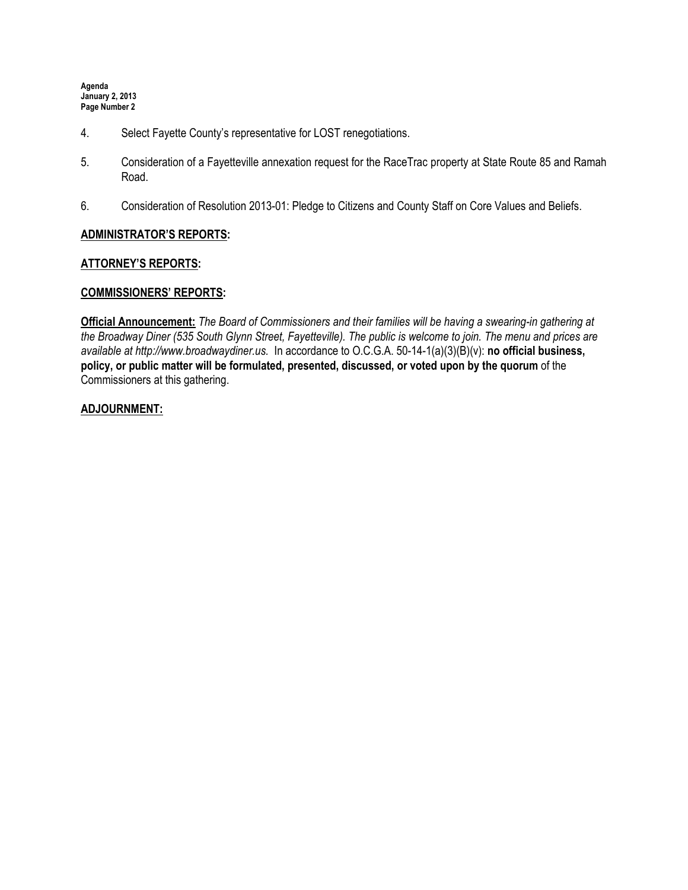4. Select Fayette County's representative for LOST renegotiations.

5. Consideration of a Fayetteville annexation request for the RaceTrac property at State Route 85 and Ramah Road.

6. Consideration of Resolution 2013-01: Pledge to Citizens and County Staff on Core Values and Beliefs.

**ADMINISTRATOR'S REPORTS:**

**ATTORNEY'S REPORTS:**

**COMMISSIONERS' REPORTS:**

**Official Announcement:** *The Board of Commissioners and their families will be having a swearing-in gathering at the Broadway Diner (535 South Glynn Street, Fayetteville). The public is welcome to join. The menu and prices are available at http://www.broadwaydiner.us.* In accordance to O.C.G.A. 50-14-1(a)(3)(B)(v): **no official business, policy, or public matter will be formulated, presented, discussed, or voted upon by the quorum** of the Commissioners at this gathering.

**ADJOURNMENT:**